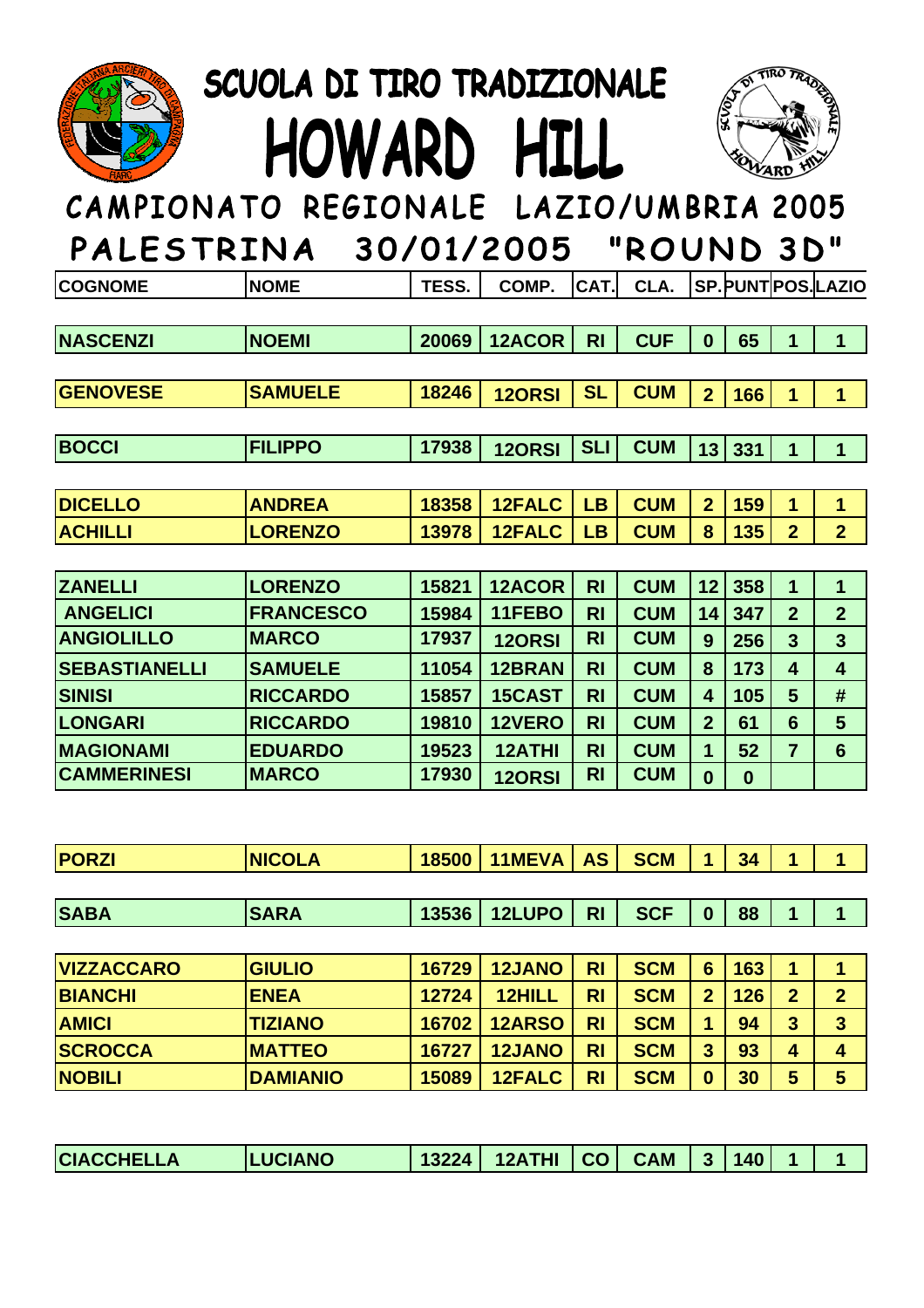# SCUOLA DI TIRO TRADIZIONALE

# HOWARD HILL

## CAMPIONATO REGIONALE LAZIO/UMBRIA 2005

## PALESTRINA 30/01/2005 "ROUND 3D"

| COGNOME | NOME | TESS. | COMP. | CAT. | CLA. | SP. | PUNT | POS. | LAZIO |
|---|---|---|---|---|---|---|---|---|---|
| NASCENZI | NOEMI | 20069 | 12ACOR | RI | CUF | 0 | 65 | 1 | 1 |
| | | | | | | | | | |
| GENOVESE | SAMUELE | 18246 | 12ORSI | SL | CUM | 2 | 166 | 1 | 1 |
| | | | | | | | | | |
| BOCCI | FILIPPO | 17938 | 12ORSI | SLI | CUM | 13 | 331 | 1 | 1 |
| | | | | | | | | | |
| DICELLO | ANDREA | 18358 | 12FALC | LB | CUM | 2 | 159 | 1 | 1 |
| ACHILLI | LORENZO | 13978 | 12FALC | LB | CUM | 8 | 135 | 2 | 2 |
| | | | | | | | | | |
| ZANELLI | LORENZO | 15821 | 12ACOR | RI | CUM | 12 | 358 | 1 | 1 |
| ANGELICI | FRANCESCO | 15984 | 11FEBO | RI | CUM | 14 | 347 | 2 | 2 |
| ANGIOLILLO | MARCO | 17937 | 12ORSI | RI | CUM | 9 | 256 | 3 | 3 |
| SEBASTIANELLI | SAMUELE | 11054 | 12BRAN | RI | CUM | 8 | 173 | 4 | 4 |
| SINISI | RICCARDO | 15857 | 15CAST | RI | CUM | 4 | 105 | 5 | # |
| LONGARI | RICCARDO | 19810 | 12VERO | RI | CUM | 2 | 61 | 6 | 5 |
| MAGIONAMI | EDUARDO | 19523 | 12ATHI | RI | CUM | 1 | 52 | 7 | 6 |
| CAMMERINESI | MARCO | 17930 | 12ORSI | RI | CUM | 0 | 0 | | |
| | | | | | | | | | |
| PORZI | NICOLA | 18500 | 11MEVA | AS | SCM | 1 | 34 | 1 | 1 |
| | | | | | | | | | |
| SABA | SARA | 13536 | 12LUPO | RI | SCF | 0 | 88 | 1 | 1 |
| | | | | | | | | | |
| VIZZACCARO | GIULIO | 16729 | 12JANO | RI | SCM | 6 | 163 | 1 | 1 |
| BIANCHI | ENEA | 12724 | 12HILL | RI | SCM | 2 | 126 | 2 | 2 |
| AMICI | TIZIANO | 16702 | 12ARSO | RI | SCM | 1 | 94 | 3 | 3 |
| SCROCCA | MATTEO | 16727 | 12JANO | RI | SCM | 3 | 93 | 4 | 4 |
| NOBILI | DAMIANIO | 15089 | 12FALC | RI | SCM | 0 | 30 | 5 | 5 |
| | | | | | | | | | |
| CIACCHELLA | LUCIANO | 13224 | 12ATHI | CO | CAM | 3 | 140 | 1 | 1 |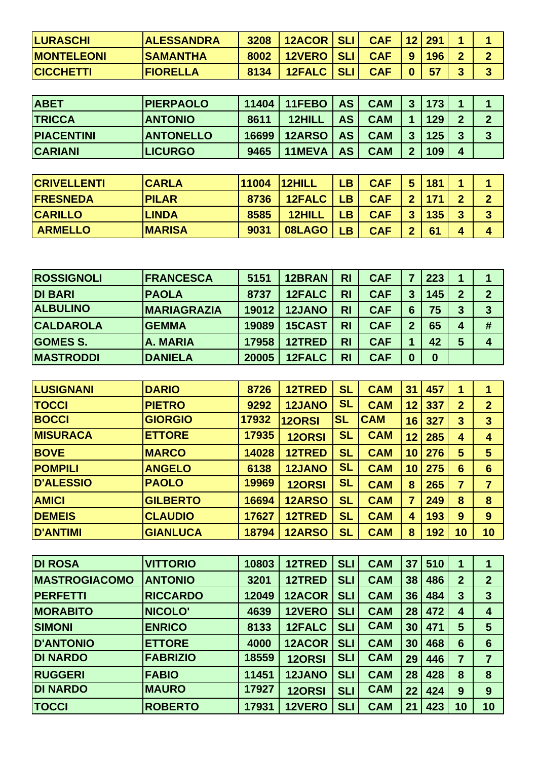| LURASCHI | ALESSANDRA | 3208 | 12ACOR | SLI | CAF | 12 | 291 | 1 | 1 |
|---|---|---|---|---|---|---|---|---|---|
| MONTELEONI | SAMANTHA | 8002 | 12VERO | SLI | CAF | 9 | 196 | 2 | 2 |
| CICCHETTI | FIORELLA | 8134 | 12FALC | SLI | CAF | 0 | 57 | 3 | 3 |

| ABET | PIERPAOLO | 11404 | 11FEBO | AS | CAM | 3 | 173 | 1 | 1 |
|---|---|---|---|---|---|---|---|---|---|
| TRICCA | ANTONIO | 8611 | 12HILL | AS | CAM | 1 | 129 | 2 | 2 |
| PIACENTINI | ANTONELLO | 16699 | 12ARSO | AS | CAM | 3 | 125 | 3 | 3 |
| CARIANI | LICURGO | 9465 | 11MEVA | AS | CAM | 2 | 109 | 4 | |

| CRIVELLENTI | CARLA | 11004 | 12HILL | LB | CAF | 5 | 181 | 1 | 1 |
|---|---|---|---|---|---|---|---|---|---|
| FRESNEDA | PILAR | 8736 | 12FALC | LB | CAF | 2 | 171 | 2 | 2 |
| CARILLO | LINDA | 8585 | 12HILL | LB | CAF | 3 | 135 | 3 | 3 |
| ARMELLO | MARISA | 9031 | 08LAGO | LB | CAF | 2 | 61 | 4 | 4 |

| ROSSIGNOLI | FRANCESCA | 5151 | 12BRAN | RI | CAF | 7 | 223 | 1 | 1 |
|---|---|---|---|---|---|---|---|---|---|
| DI BARI | PAOLA | 8737 | 12FALC | RI | CAF | 3 | 145 | 2 | 2 |
| ALBULINO | MARIAGRAZIA | 19012 | 12JANO | RI | CAF | 6 | 75 | 3 | 3 |
| CALDAROLA | GEMMA | 19089 | 15CAST | RI | CAF | 2 | 65 | 4 | # |
| GOMES S. | A. MARIA | 17958 | 12TRED | RI | CAF | 1 | 42 | 5 | 4 |
| MASTRODDI | DANIELA | 20005 | 12FALC | RI | CAF | 0 | 0 | | |

| LUSIGNANI | DARIO | 8726 | 12TRED | SL | CAM | 31 | 457 | 1 | 1 |
|---|---|---|---|---|---|---|---|---|---|
| TOCCI | PIETRO | 9292 | 12JANO | SL | CAM | 12 | 337 | 2 | 2 |
| BOCCI | GIORGIO | 17932 | 12ORSI | SL | CAM | 16 | 327 | 3 | 3 |
| MISURACA | ETTORE | 17935 | 12ORSI | SL | CAM | 12 | 285 | 4 | 4 |
| BOVE | MARCO | 14028 | 12TRED | SL | CAM | 10 | 276 | 5 | 5 |
| POMPILI | ANGELO | 6138 | 12JANO | SL | CAM | 10 | 275 | 6 | 6 |
| D'ALESSIO | PAOLO | 19969 | 12ORSI | SL | CAM | 8 | 265 | 7 | 7 |
| AMICI | GILBERTO | 16694 | 12ARSO | SL | CAM | 7 | 249 | 8 | 8 |
| DEMEIS | CLAUDIO | 17627 | 12TRED | SL | CAM | 4 | 193 | 9 | 9 |
| D'ANTIMI | GIANLUCA | 18794 | 12ARSO | SL | CAM | 8 | 192 | 10 | 10 |

| DI ROSA | VITTORIO | 10803 | 12TRED | SLI | CAM | 37 | 510 | 1 | 1 |
|---|---|---|---|---|---|---|---|---|---|
| MASTROGIACOMO | ANTONIO | 3201 | 12TRED | SLI | CAM | 38 | 486 | 2 | 2 |
| PERFETTI | RICCARDO | 12049 | 12ACOR | SLI | CAM | 36 | 484 | 3 | 3 |
| MORABITO | NICOLO' | 4639 | 12VERO | SLI | CAM | 28 | 472 | 4 | 4 |
| SIMONI | ENRICO | 8133 | 12FALC | SLI | CAM | 30 | 471 | 5 | 5 |
| D'ANTONIO | ETTORE | 4000 | 12ACOR | SLI | CAM | 30 | 468 | 6 | 6 |
| DI NARDO | FABRIZIO | 18559 | 12ORSI | SLI | CAM | 29 | 446 | 7 | 7 |
| RUGGERI | FABIO | 11451 | 12JANO | SLI | CAM | 28 | 428 | 8 | 8 |
| DI NARDO | MAURO | 17927 | 12ORSI | SLI | CAM | 22 | 424 | 9 | 9 |
| TOCCI | ROBERTO | 17931 | 12VERO | SLI | CAM | 21 | 423 | 10 | 10 |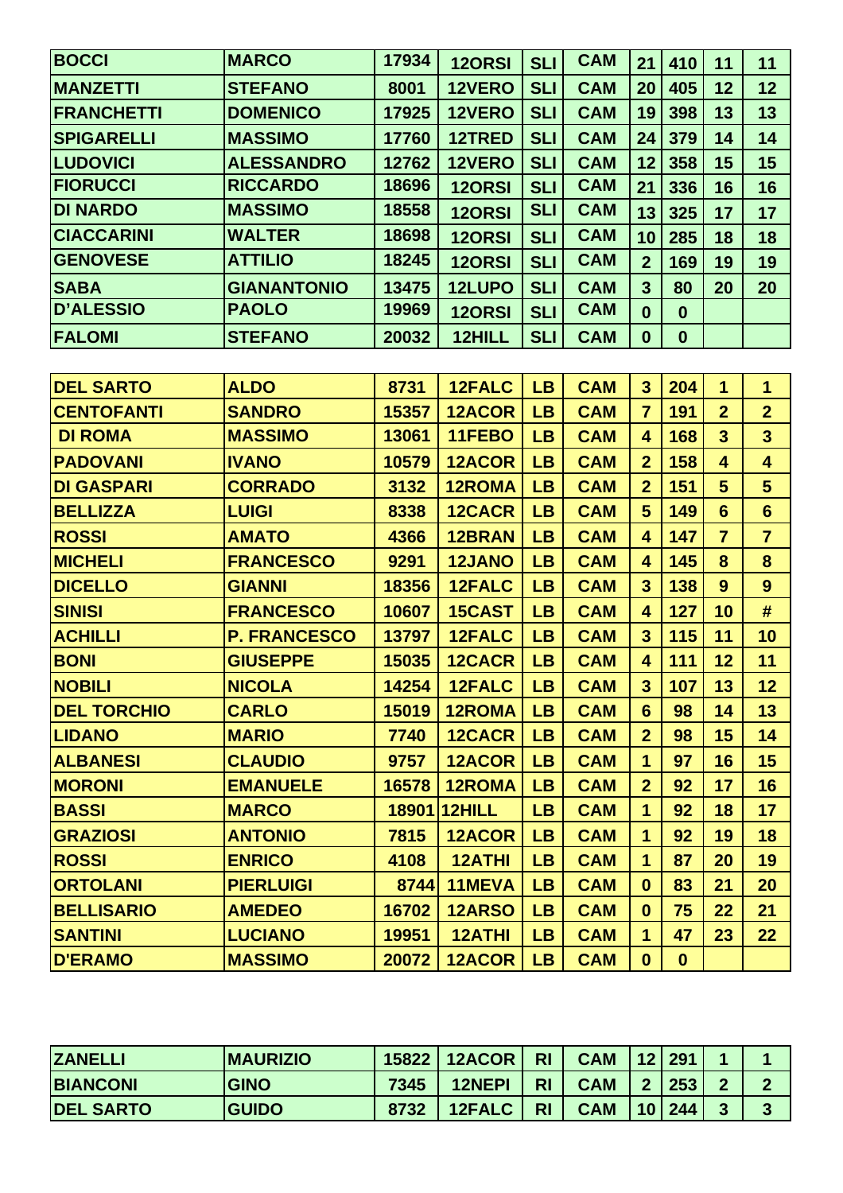| | | | | | | | | | |
|---|---|---|---|---|---|---|---|---|---|
| **BOCCI** | **MARCO** | **17934** | **12ORSI** | **SLI** | **CAM** | **21** | **410** | **11** | **11** |
| **MANZETTI** | **STEFANO** | **8001** | **12VERO** | **SLI** | **CAM** | **20** | **405** | **12** | **12** |
| **FRANCHETTI** | **DOMENICO** | **17925** | **12VERO** | **SLI** | **CAM** | **19** | **398** | **13** | **13** |
| **SPIGARELLI** | **MASSIMO** | **17760** | **12TRED** | **SLI** | **CAM** | **24** | **379** | **14** | **14** |
| **LUDOVICI** | **ALESSANDRO** | **12762** | **12VERO** | **SLI** | **CAM** | **12** | **358** | **15** | **15** |
| **FIORUCCI** | **RICCARDO** | **18696** | **12ORSI** | **SLI** | **CAM** | **21** | **336** | **16** | **16** |
| **DI NARDO** | **MASSIMO** | **18558** | **12ORSI** | **SLI** | **CAM** | **13** | **325** | **17** | **17** |
| **CIACCARINI** | **WALTER** | **18698** | **12ORSI** | **SLI** | **CAM** | **10** | **285** | **18** | **18** |
| **GENOVESE** | **ATTILIO** | **18245** | **12ORSI** | **SLI** | **CAM** | **2** | **169** | **19** | **19** |
| **SABA** | **GIANANTONIO** | **13475** | **12LUPO** | **SLI** | **CAM** | **3** | **80** | **20** | **20** |
| **D'ALESSIO** | **PAOLO** | **19969** | **12ORSI** | **SLI** | **CAM** | **0** | **0** | | |
| **FALOMI** | **STEFANO** | **20032** | **12HILL** | **SLI** | **CAM** | **0** | **0** | | |

| | | | | | | | | | |
|---|---|---|---|---|---|---|---|---|---|
| **DEL SARTO** | **ALDO** | **8731** | **12FALC** | **LB** | **CAM** | **3** | **204** | **1** | **1** |
| **CENTOFANTI** | **SANDRO** | **15357** | **12ACOR** | **LB** | **CAM** | **7** | **191** | **2** | **2** |
| **DI ROMA** | **MASSIMO** | **13061** | **11FEBO** | **LB** | **CAM** | **4** | **168** | **3** | **3** |
| **PADOVANI** | **IVANO** | **10579** | **12ACOR** | **LB** | **CAM** | **2** | **158** | **4** | **4** |
| **DI GASPARI** | **CORRADO** | **3132** | **12ROMA** | **LB** | **CAM** | **2** | **151** | **5** | **5** |
| **BELLIZZA** | **LUIGI** | **8338** | **12CACR** | **LB** | **CAM** | **5** | **149** | **6** | **6** |
| **ROSSI** | **AMATO** | **4366** | **12BRAN** | **LB** | **CAM** | **4** | **147** | **7** | **7** |
| **MICHELI** | **FRANCESCO** | **9291** | **12JANO** | **LB** | **CAM** | **4** | **145** | **8** | **8** |
| **DICELLO** | **GIANNI** | **18356** | **12FALC** | **LB** | **CAM** | **3** | **138** | **9** | **9** |
| **SINISI** | **FRANCESCO** | **10607** | **15CAST** | **LB** | **CAM** | **4** | **127** | **10** | **#** |
| **ACHILLI** | **P. FRANCESCO** | **13797** | **12FALC** | **LB** | **CAM** | **3** | **115** | **11** | **10** |
| **BONI** | **GIUSEPPE** | **15035** | **12CACR** | **LB** | **CAM** | **4** | **111** | **12** | **11** |
| **NOBILI** | **NICOLA** | **14254** | **12FALC** | **LB** | **CAM** | **3** | **107** | **13** | **12** |
| **DEL TORCHIO** | **CARLO** | **15019** | **12ROMA** | **LB** | **CAM** | **6** | **98** | **14** | **13** |
| **LIDANO** | **MARIO** | **7740** | **12CACR** | **LB** | **CAM** | **2** | **98** | **15** | **14** |
| **ALBANESI** | **CLAUDIO** | **9757** | **12ACOR** | **LB** | **CAM** | **1** | **97** | **16** | **15** |
| **MORONI** | **EMANUELE** | **16578** | **12ROMA** | **LB** | **CAM** | **2** | **92** | **17** | **16** |
| **BASSI** | **MARCO** | **18901** | **12HILL** | **LB** | **CAM** | **1** | **92** | **18** | **17** |
| **GRAZIOSI** | **ANTONIO** | **7815** | **12ACOR** | **LB** | **CAM** | **1** | **92** | **19** | **18** |
| **ROSSI** | **ENRICO** | **4108** | **12ATHI** | **LB** | **CAM** | **1** | **87** | **20** | **19** |
| **ORTOLANI** | **PIERLUIGI** | **8744** | **11MEVA** | **LB** | **CAM** | **0** | **83** | **21** | **20** |
| **BELLISARIO** | **AMEDEO** | **16702** | **12ARSO** | **LB** | **CAM** | **0** | **75** | **22** | **21** |
| **SANTINI** | **LUCIANO** | **19951** | **12ATHI** | **LB** | **CAM** | **1** | **47** | **23** | **22** |
| **D'ERAMO** | **MASSIMO** | **20072** | **12ACOR** | **LB** | **CAM** | **0** | **0** | | |

| | | | | | | | | | |
|---|---|---|---|---|---|---|---|---|---|
| **ZANELLI** | **MAURIZIO** | **15822** | **12ACOR** | **RI** | **CAM** | **12** | **291** | **1** | **1** |
| **BIANCONI** | **GINO** | **7345** | **12NEPI** | **RI** | **CAM** | **2** | **253** | **2** | **2** |
| **DEL SARTO** | **GUIDO** | **8732** | **12FALC** | **RI** | **CAM** | **10** | **244** | **3** | **3** |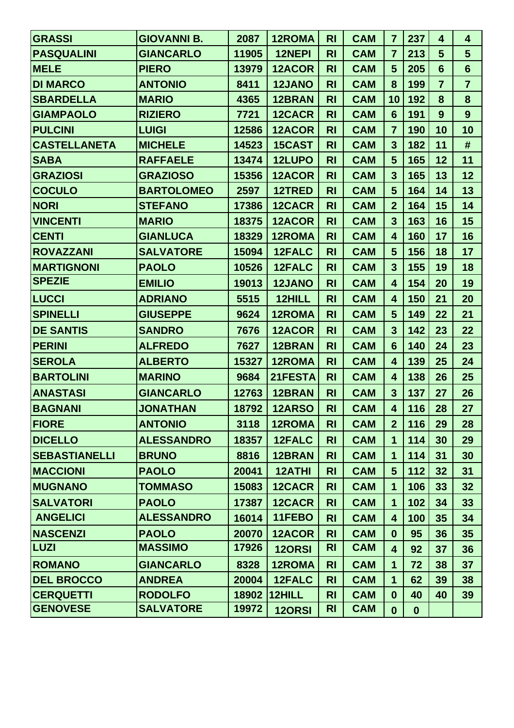| | | | | | | | | | |
|---|---|---|---|---|---|---|---|---|---|
| GRASSI | GIOVANNI B. | 2087 | 12ROMA | RI | CAM | 7 | 237 | 4 | 4 |
| PASQUALINI | GIANCARLO | 11905 | 12NEPI | RI | CAM | 7 | 213 | 5 | 5 |
| MELE | PIERO | 13979 | 12ACOR | RI | CAM | 5 | 205 | 6 | 6 |
| DI MARCO | ANTONIO | 8411 | 12JANO | RI | CAM | 8 | 199 | 7 | 7 |
| SBARDELLA | MARIO | 4365 | 12BRAN | RI | CAM | 10 | 192 | 8 | 8 |
| GIAMPAOLO | RIZIERO | 7721 | 12CACR | RI | CAM | 6 | 191 | 9 | 9 |
| PULCINI | LUIGI | 12586 | 12ACOR | RI | CAM | 7 | 190 | 10 | 10 |
| CASTELLANETA | MICHELE | 14523 | 15CAST | RI | CAM | 3 | 182 | 11 | # |
| SABA | RAFFAELE | 13474 | 12LUPO | RI | CAM | 5 | 165 | 12 | 11 |
| GRAZIOSI | GRAZIOSO | 15356 | 12ACOR | RI | CAM | 3 | 165 | 13 | 12 |
| COCULO | BARTOLOMEO | 2597 | 12TRED | RI | CAM | 5 | 164 | 14 | 13 |
| NORI | STEFANO | 17386 | 12CACR | RI | CAM | 2 | 164 | 15 | 14 |
| VINCENTI | MARIO | 18375 | 12ACOR | RI | CAM | 3 | 163 | 16 | 15 |
| CENTI | GIANLUCA | 18329 | 12ROMA | RI | CAM | 4 | 160 | 17 | 16 |
| ROVAZZANI | SALVATORE | 15094 | 12FALC | RI | CAM | 5 | 156 | 18 | 17 |
| MARTIGNONI | PAOLO | 10526 | 12FALC | RI | CAM | 3 | 155 | 19 | 18 |
| SPEZIE | EMILIO | 19013 | 12JANO | RI | CAM | 4 | 154 | 20 | 19 |
| LUCCI | ADRIANO | 5515 | 12HILL | RI | CAM | 4 | 150 | 21 | 20 |
| SPINELLI | GIUSEPPE | 9624 | 12ROMA | RI | CAM | 5 | 149 | 22 | 21 |
| DE SANTIS | SANDRO | 7676 | 12ACOR | RI | CAM | 3 | 142 | 23 | 22 |
| PERINI | ALFREDO | 7627 | 12BRAN | RI | CAM | 6 | 140 | 24 | 23 |
| SEROLA | ALBERTO | 15327 | 12ROMA | RI | CAM | 4 | 139 | 25 | 24 |
| BARTOLINI | MARINO | 9684 | 21FESTA | RI | CAM | 4 | 138 | 26 | 25 |
| ANASTASI | GIANCARLO | 12763 | 12BRAN | RI | CAM | 3 | 137 | 27 | 26 |
| BAGNANI | JONATHAN | 18792 | 12ARSO | RI | CAM | 4 | 116 | 28 | 27 |
| FIORE | ANTONIO | 3118 | 12ROMA | RI | CAM | 2 | 116 | 29 | 28 |
| DICELLO | ALESSANDRO | 18357 | 12FALC | RI | CAM | 1 | 114 | 30 | 29 |
| SEBASTIANELLI | BRUNO | 8816 | 12BRAN | RI | CAM | 1 | 114 | 31 | 30 |
| MACCIONI | PAOLO | 20041 | 12ATHI | RI | CAM | 5 | 112 | 32 | 31 |
| MUGNANO | TOMMASO | 15083 | 12CACR | RI | CAM | 1 | 106 | 33 | 32 |
| SALVATORI | PAOLO | 17387 | 12CACR | RI | CAM | 1 | 102 | 34 | 33 |
| ANGELICI | ALESSANDRO | 16014 | 11FEBO | RI | CAM | 4 | 100 | 35 | 34 |
| NASCENZI | PAOLO | 20070 | 12ACOR | RI | CAM | 0 | 95 | 36 | 35 |
| LUZI | MASSIMO | 17926 | 12ORSI | RI | CAM | 4 | 92 | 37 | 36 |
| ROMANO | GIANCARLO | 8328 | 12ROMA | RI | CAM | 1 | 72 | 38 | 37 |
| DEL BROCCO | ANDREA | 20004 | 12FALC | RI | CAM | 1 | 62 | 39 | 38 |
| CERQUETTI | RODOLFO | 18902 | 12HILL | RI | CAM | 0 | 40 | 40 | 39 |
| GENOVESE | SALVATORE | 19972 | 12ORSI | RI | CAM | 0 | 0 | | |